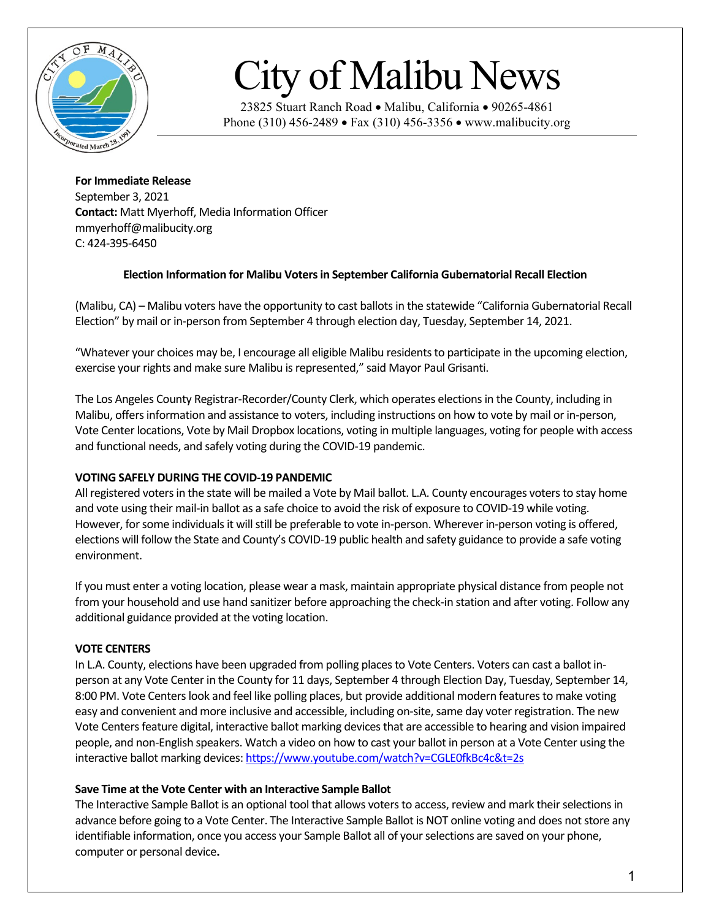# City of Malibu News

23825 Stuart Ranch Road • Malibu, California • 90265-4861
Phone (310) 456-2489 • Fax (310) 456-3356 • www.malibucity.org

**For Immediate Release**
September 3, 2021
**Contact:** Matt Myerhoff, Media Information Officer
mmyerhoff@malibucity.org
C: 424-395-6450

## Election Information for Malibu Voters in September California Gubernatorial Recall Election

(Malibu, CA) – Malibu voters have the opportunity to cast ballots in the statewide "California Gubernatorial Recall Election" by mail or in-person from September 4 through election day, Tuesday, September 14, 2021.

"Whatever your choices may be, I encourage all eligible Malibu residents to participate in the upcoming election, exercise your rights and make sure Malibu is represented," said Mayor Paul Grisanti.

The Los Angeles County Registrar-Recorder/County Clerk, which operates elections in the County, including in Malibu, offers information and assistance to voters, including instructions on how to vote by mail or in-person, Vote Center locations, Vote by Mail Dropbox locations, voting in multiple languages, voting for people with access and functional needs, and safely voting during the COVID-19 pandemic.

### VOTING SAFELY DURING THE COVID-19 PANDEMIC

All registered voters in the state will be mailed a Vote by Mail ballot. L.A. County encourages voters to stay home and vote using their mail-in ballot as a safe choice to avoid the risk of exposure to COVID-19 while voting. However, for some individuals it will still be preferable to vote in-person. Wherever in-person voting is offered, elections will follow the State and County's COVID-19 public health and safety guidance to provide a safe voting environment.

If you must enter a voting location, please wear a mask, maintain appropriate physical distance from people not from your household and use hand sanitizer before approaching the check-in station and after voting. Follow any additional guidance provided at the voting location.

### VOTE CENTERS

In L.A. County, elections have been upgraded from polling places to Vote Centers. Voters can cast a ballot in-person at any Vote Center in the County for 11 days, September 4 through Election Day, Tuesday, September 14, 8:00 PM. Vote Centers look and feel like polling places, but provide additional modern features to make voting easy and convenient and more inclusive and accessible, including on-site, same day voter registration. The new Vote Centers feature digital, interactive ballot marking devices that are accessible to hearing and vision impaired people, and non-English speakers. Watch a video on how to cast your ballot in person at a Vote Center using the interactive ballot marking devices: https://www.youtube.com/watch?v=CGLE0fkBc4c&t=2s

#### Save Time at the Vote Center with an Interactive Sample Ballot

The Interactive Sample Ballot is an optional tool that allows voters to access, review and mark their selections in advance before going to a Vote Center. The Interactive Sample Ballot is NOT online voting and does not store any identifiable information, once you access your Sample Ballot all of your selections are saved on your phone, computer or personal device**.**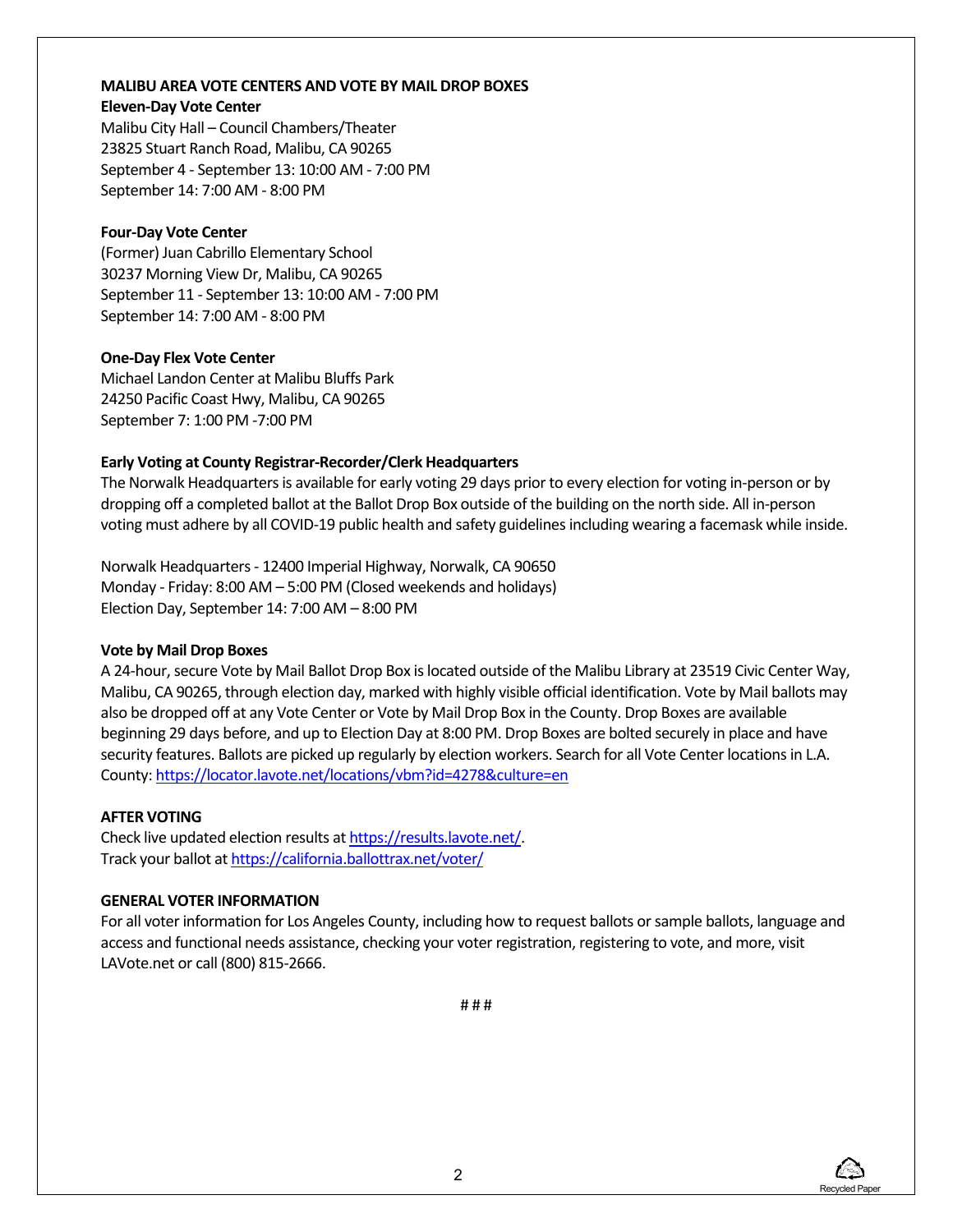**MALIBU AREA VOTE CENTERS AND VOTE BY MAIL DROP BOXES**

**Eleven-Day Vote Center**
Malibu City Hall – Council Chambers/Theater
23825 Stuart Ranch Road, Malibu, CA 90265
September 4 - September 13: 10:00 AM - 7:00 PM
September 14: 7:00 AM - 8:00 PM

**Four-Day Vote Center**
(Former) Juan Cabrillo Elementary School
30237 Morning View Dr, Malibu, CA 90265
September 11 - September 13: 10:00 AM - 7:00 PM
September 14: 7:00 AM - 8:00 PM

**One-Day Flex Vote Center**
Michael Landon Center at Malibu Bluffs Park
24250 Pacific Coast Hwy, Malibu, CA 90265
September 7: 1:00 PM -7:00 PM

**Early Voting at County Registrar-Recorder/Clerk Headquarters**
The Norwalk Headquarters is available for early voting 29 days prior to every election for voting in-person or by dropping off a completed ballot at the Ballot Drop Box outside of the building on the north side. All in-person voting must adhere by all COVID-19 public health and safety guidelines including wearing a facemask while inside.

Norwalk Headquarters - 12400 Imperial Highway, Norwalk, CA 90650
Monday - Friday: 8:00 AM – 5:00 PM (Closed weekends and holidays)
Election Day, September 14: 7:00 AM – 8:00 PM

**Vote by Mail Drop Boxes**
A 24-hour, secure Vote by Mail Ballot Drop Box is located outside of the Malibu Library at 23519 Civic Center Way, Malibu, CA 90265, through election day, marked with highly visible official identification. Vote by Mail ballots may also be dropped off at any Vote Center or Vote by Mail Drop Box in the County. Drop Boxes are available beginning 29 days before, and up to Election Day at 8:00 PM. Drop Boxes are bolted securely in place and have security features. Ballots are picked up regularly by election workers. Search for all Vote Center locations in L.A. County: https://locator.lavote.net/locations/vbm?id=4278&culture=en

**AFTER VOTING**
Check live updated election results at https://results.lavote.net/.
Track your ballot at https://california.ballottrax.net/voter/

**GENERAL VOTER INFORMATION**
For all voter information for Los Angeles County, including how to request ballots or sample ballots, language and access and functional needs assistance, checking your voter registration, registering to vote, and more, visit LAVote.net or call (800) 815-2666.

# # #